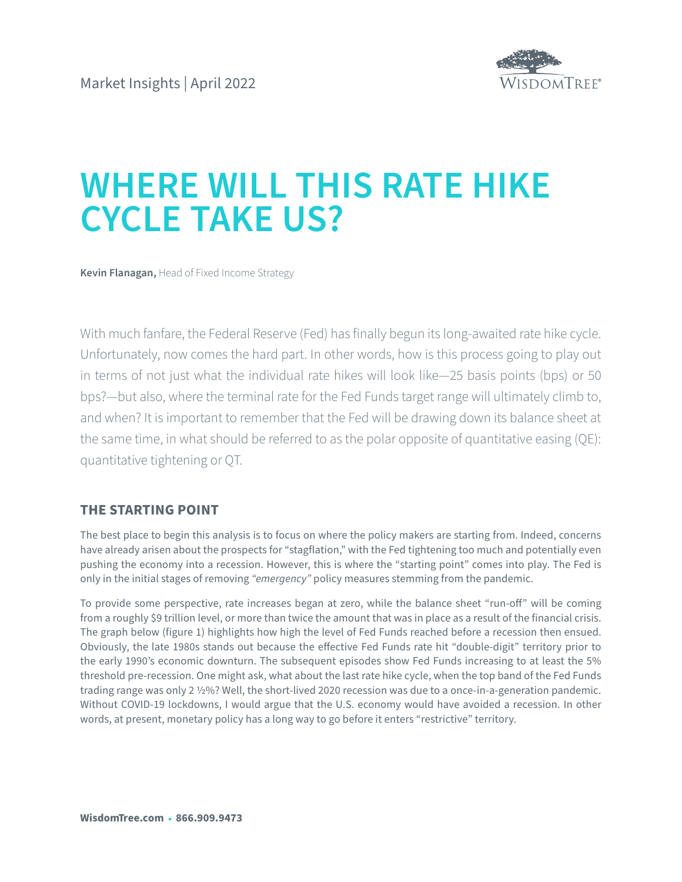Market Insights | April 2022

# WHERE WILL THIS RATE HIKE CYCLE TAKE US?

**Kevin Flanagan,** Head of Fixed Income Strategy

With much fanfare, the Federal Reserve (Fed) has finally begun its long-awaited rate hike cycle. Unfortunately, now comes the hard part. In other words, how is this process going to play out in terms of not just what the individual rate hikes will look like—25 basis points (bps) or 50 bps?—but also, where the terminal rate for the Fed Funds target range will ultimately climb to, and when? It is important to remember that the Fed will be drawing down its balance sheet at the same time, in what should be referred to as the polar opposite of quantitative easing (QE): quantitative tightening or QT.

## THE STARTING POINT

The best place to begin this analysis is to focus on where the policy makers are starting from. Indeed, concerns have already arisen about the prospects for "stagflation," with the Fed tightening too much and potentially even pushing the economy into a recession. However, this is where the "starting point" comes into play. The Fed is only in the initial stages of removing *"emergency"* policy measures stemming from the pandemic.

To provide some perspective, rate increases began at zero, while the balance sheet "run-off" will be coming from a roughly $9 trillion level, or more than twice the amount that was in place as a result of the financial crisis. The graph below (figure 1) highlights how high the level of Fed Funds reached before a recession then ensued. Obviously, the late 1980s stands out because the effective Fed Funds rate hit "double-digit" territory prior to the early 1990's economic downturn. The subsequent episodes show Fed Funds increasing to at least the 5% threshold pre-recession. One might ask, what about the last rate hike cycle, when the top band of the Fed Funds trading range was only 2 ½%? Well, the short-lived 2020 recession was due to a once-in-a-generation pandemic. Without COVID-19 lockdowns, I would argue that the U.S. economy would have avoided a recession. In other words, at present, monetary policy has a long way to go before it enters "restrictive" territory.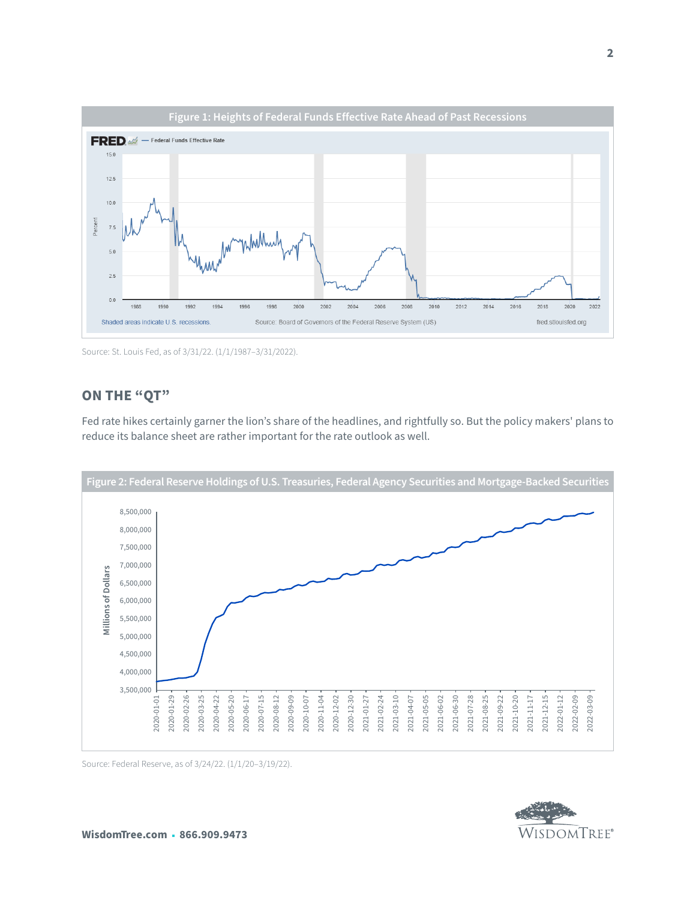**Figure 1: Heights of Federal Funds Effective Rate Ahead of Past Recessions**

Source: St. Louis Fed, as of 3/31/22. (1/1/1987–3/31/2022).

## ON THE "QT"

Fed rate hikes certainly garner the lion's share of the headlines, and rightfully so. But the policy makers' plans to reduce its balance sheet are rather important for the rate outlook as well.

**Figure 2: Federal Reserve Holdings of U.S. Treasuries, Federal Agency Securities and Mortgage-Backed Securities**

Source: Federal Reserve, as of 3/24/22. (1/1/20–3/19/22).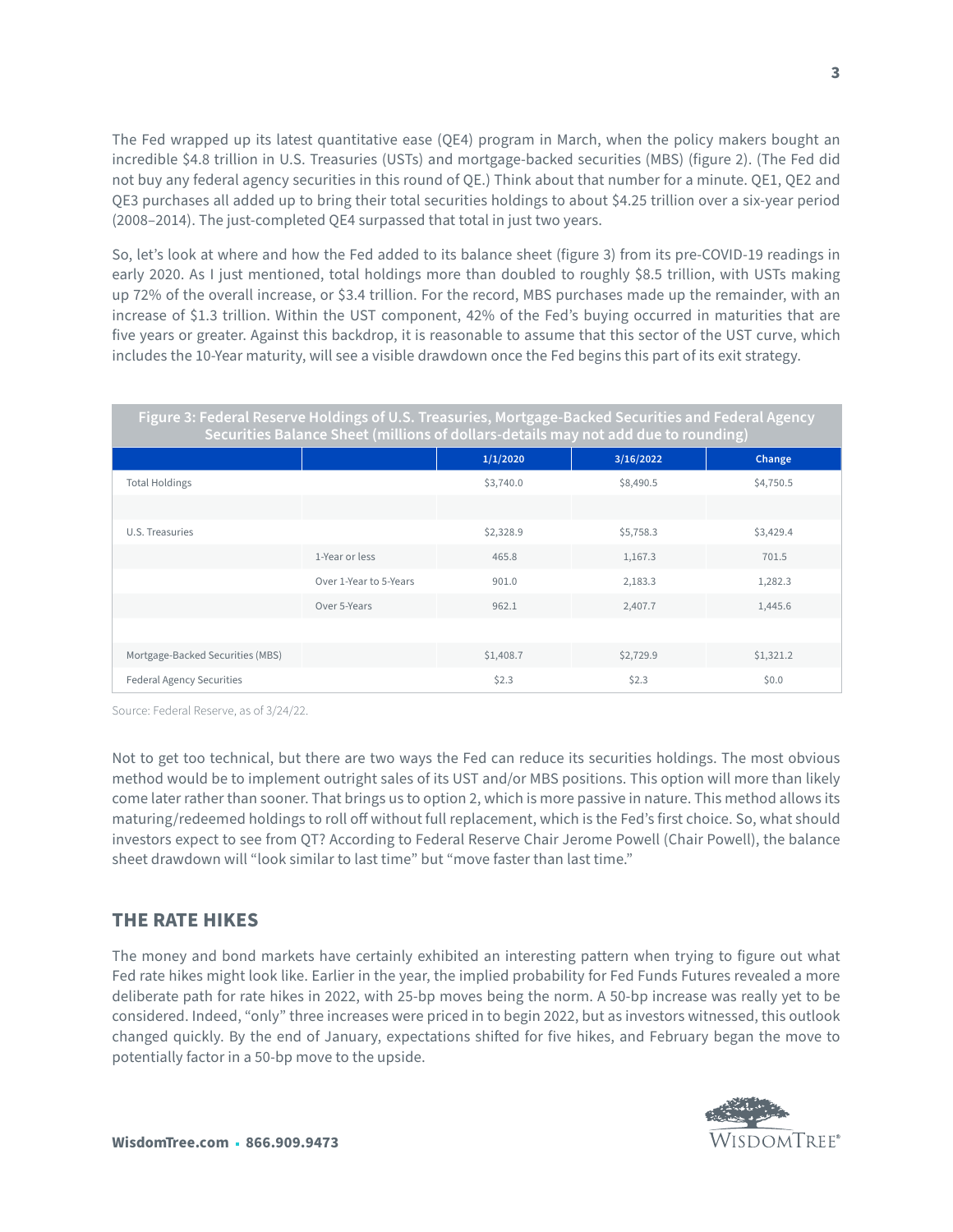The Fed wrapped up its latest quantitative ease (QE4) program in March, when the policy makers bought an incredible $4.8 trillion in U.S. Treasuries (USTs) and mortgage-backed securities (MBS) (figure 2). (The Fed did not buy any federal agency securities in this round of QE.) Think about that number for a minute. QE1, QE2 and QE3 purchases all added up to bring their total securities holdings to about $4.25 trillion over a six-year period (2008–2014). The just-completed QE4 surpassed that total in just two years.

So, let's look at where and how the Fed added to its balance sheet (figure 3) from its pre-COVID-19 readings in early 2020. As I just mentioned, total holdings more than doubled to roughly $8.5 trillion, with USTs making up 72% of the overall increase, or $3.4 trillion. For the record, MBS purchases made up the remainder, with an increase of $1.3 trillion. Within the UST component, 42% of the Fed's buying occurred in maturities that are five years or greater. Against this backdrop, it is reasonable to assume that this sector of the UST curve, which includes the 10-Year maturity, will see a visible drawdown once the Fed begins this part of its exit strategy.

**Figure 3: Federal Reserve Holdings of U.S. Treasuries, Mortgage-Backed Securities and Federal Agency Securities Balance Sheet (millions of dollars-details may not add due to rounding)**

| | | 1/1/2020 | 3/16/2022 | Change |
|---|---|---|---|---|
| Total Holdings | | $3,740.0 | $8,490.5 | $4,750.5 |
| | | | | |
| U.S. Treasuries | | $2,328.9 | $5,758.3 | $3,429.4 |
| | 1-Year or less | 465.8 | 1,167.3 | 701.5 |
| | Over 1-Year to 5-Years | 901.0 | 2,183.3 | 1,282.3 |
| | Over 5-Years | 962.1 | 2,407.7 | 1,445.6 |
| | | | | |
| Mortgage-Backed Securities (MBS) | | $1,408.7 | $2,729.9 | $1,321.2 |
| Federal Agency Securities | | $2.3 | $2.3 | $0.0 |

Source: Federal Reserve, as of 3/24/22.

Not to get too technical, but there are two ways the Fed can reduce its securities holdings. The most obvious method would be to implement outright sales of its UST and/or MBS positions. This option will more than likely come later rather than sooner. That brings us to option 2, which is more passive in nature. This method allows its maturing/redeemed holdings to roll off without full replacement, which is the Fed's first choice. So, what should investors expect to see from QT? According to Federal Reserve Chair Jerome Powell (Chair Powell), the balance sheet drawdown will "look similar to last time" but "move faster than last time."

## THE RATE HIKES

The money and bond markets have certainly exhibited an interesting pattern when trying to figure out what Fed rate hikes might look like. Earlier in the year, the implied probability for Fed Funds Futures revealed a more deliberate path for rate hikes in 2022, with 25-bp moves being the norm. A 50-bp increase was really yet to be considered. Indeed, "only" three increases were priced in to begin 2022, but as investors witnessed, this outlook changed quickly. By the end of January, expectations shifted for five hikes, and February began the move to potentially factor in a 50-bp move to the upside.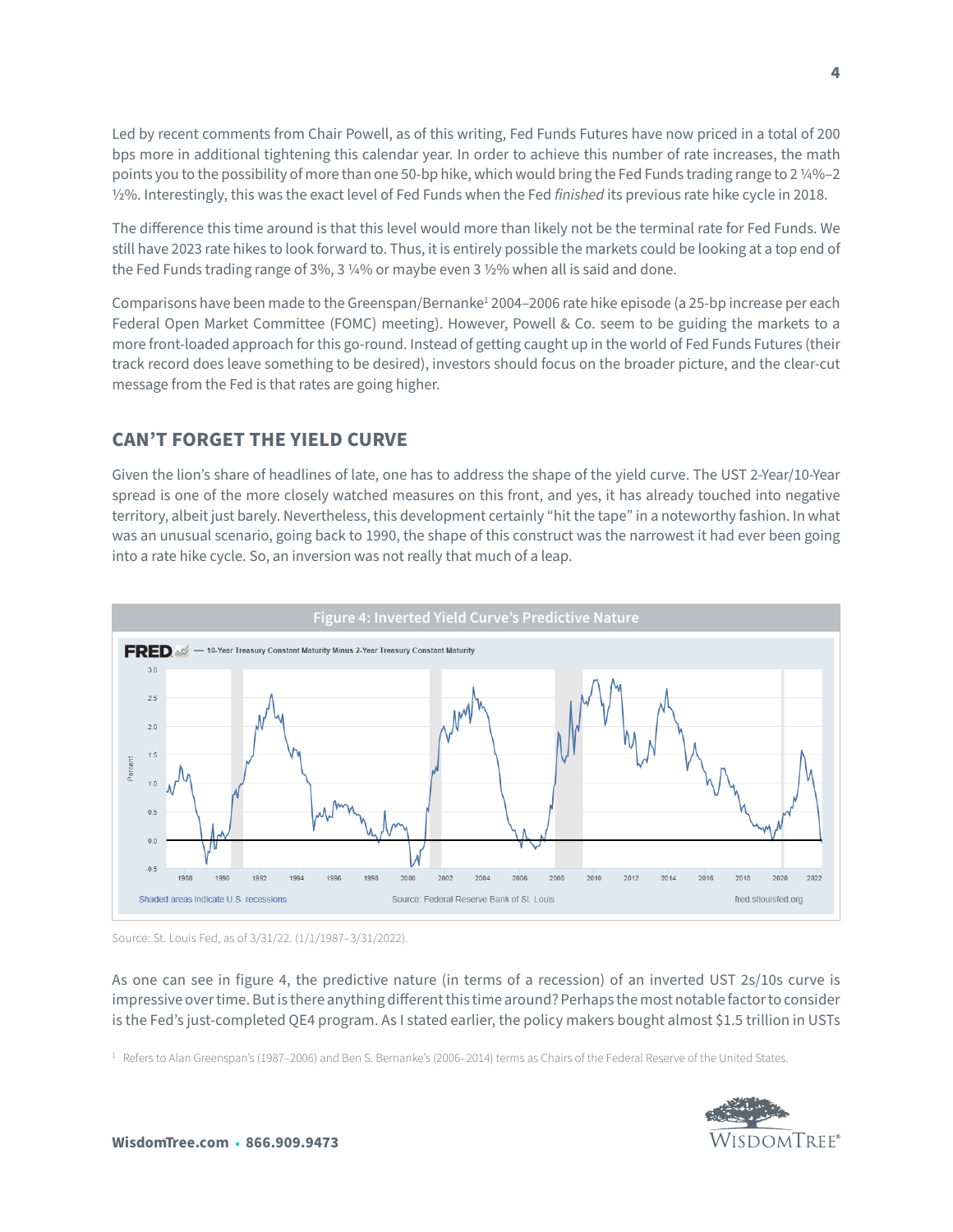Led by recent comments from Chair Powell, as of this writing, Fed Funds Futures have now priced in a total of 200 bps more in additional tightening this calendar year. In order to achieve this number of rate increases, the math points you to the possibility of more than one 50-bp hike, which would bring the Fed Funds trading range to 2 ¼%–2 ½%. Interestingly, this was the exact level of Fed Funds when the Fed *finished* its previous rate hike cycle in 2018.

The difference this time around is that this level would more than likely not be the terminal rate for Fed Funds. We still have 2023 rate hikes to look forward to. Thus, it is entirely possible the markets could be looking at a top end of the Fed Funds trading range of 3%, 3 ¼% or maybe even 3 ½% when all is said and done.

Comparisons have been made to the Greenspan/Bernanke[1] 2004–2006 rate hike episode (a 25-bp increase per each Federal Open Market Committee (FOMC) meeting). However, Powell & Co. seem to be guiding the markets to a more front-loaded approach for this go-round. Instead of getting caught up in the world of Fed Funds Futures (their track record does leave something to be desired), investors should focus on the broader picture, and the clear-cut message from the Fed is that rates are going higher.

## CAN'T FORGET THE YIELD CURVE

Given the lion's share of headlines of late, one has to address the shape of the yield curve. The UST 2-Year/10-Year spread is one of the more closely watched measures on this front, and yes, it has already touched into negative territory, albeit just barely. Nevertheless, this development certainly "hit the tape" in a noteworthy fashion. In what was an unusual scenario, going back to 1990, the shape of this construct was the narrowest it had ever been going into a rate hike cycle. So, an inversion was not really that much of a leap.

**Figure 4: Inverted Yield Curve's Predictive Nature**

FRED — 10-Year Treasury Constant Maturity Minus 2-Year Treasury Constant Maturity

Shaded areas indicate U.S. recessions. Source: Federal Reserve Bank of St. Louis fred.stlouisfed.org

Source: St. Louis Fed, as of 3/31/22. (1/1/1987–3/31/2022).

As one can see in figure 4, the predictive nature (in terms of a recession) of an inverted UST 2s/10s curve is impressive over time. But is there anything different this time around? Perhaps the most notable factor to consider is the Fed's just-completed QE4 program. As I stated earlier, the policy makers bought almost $1.5 trillion in USTs

[1] Refers to Alan Greenspan's (1987–2006) and Ben S. Bernanke's (2006–2014) terms as Chairs of the Federal Reserve of the United States.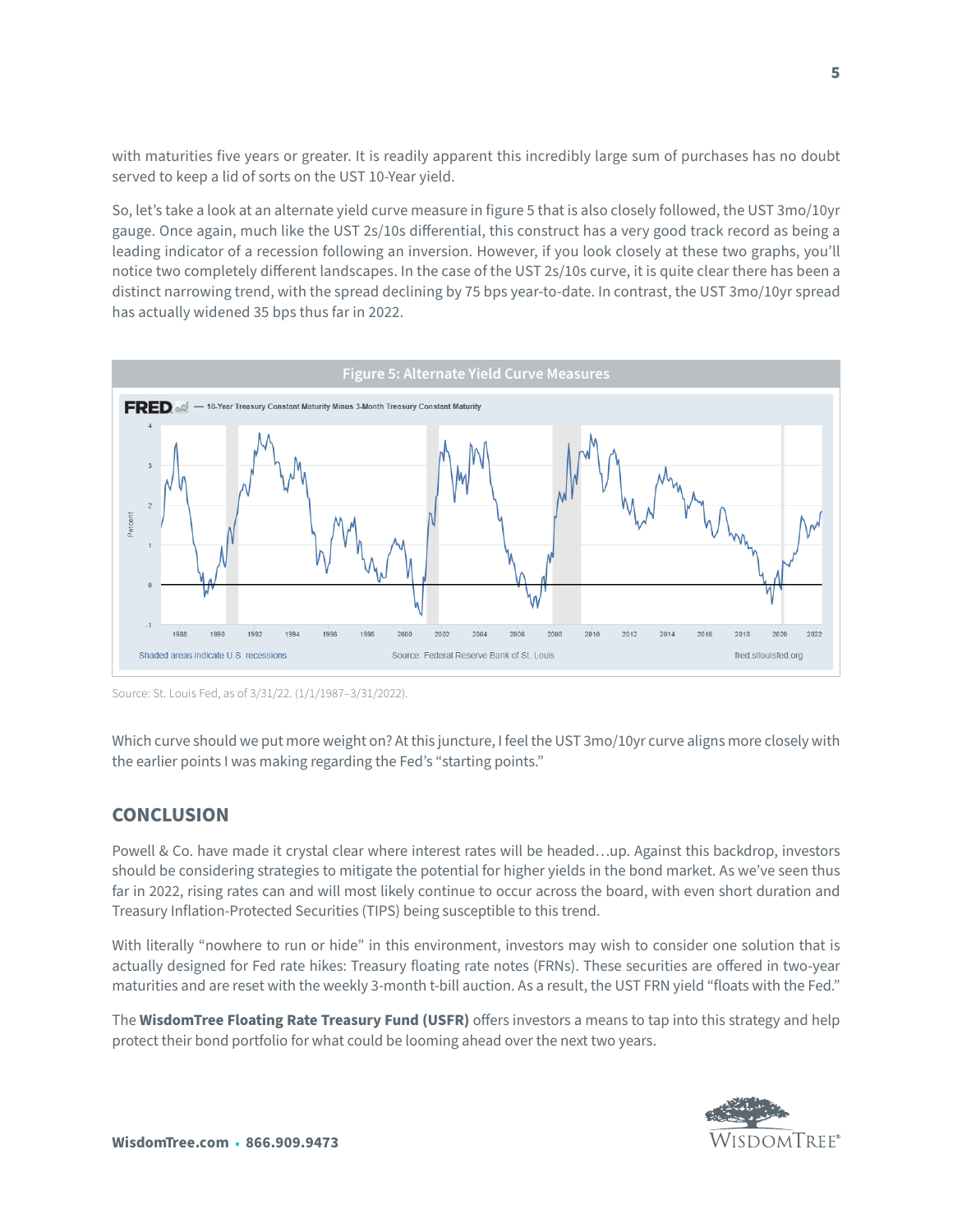with maturities five years or greater. It is readily apparent this incredibly large sum of purchases has no doubt served to keep a lid of sorts on the UST 10-Year yield.

So, let's take a look at an alternate yield curve measure in figure 5 that is also closely followed, the UST 3mo/10yr gauge. Once again, much like the UST 2s/10s differential, this construct has a very good track record as being a leading indicator of a recession following an inversion. However, if you look closely at these two graphs, you'll notice two completely different landscapes. In the case of the UST 2s/10s curve, it is quite clear there has been a distinct narrowing trend, with the spread declining by 75 bps year-to-date. In contrast, the UST 3mo/10yr spread has actually widened 35 bps thus far in 2022.

**Figure 5: Alternate Yield Curve Measures**

Source: St. Louis Fed, as of 3/31/22. (1/1/1987–3/31/2022).

Which curve should we put more weight on? At this juncture, I feel the UST 3mo/10yr curve aligns more closely with the earlier points I was making regarding the Fed's "starting points."

## CONCLUSION

Powell & Co. have made it crystal clear where interest rates will be headed…up. Against this backdrop, investors should be considering strategies to mitigate the potential for higher yields in the bond market. As we've seen thus far in 2022, rising rates can and will most likely continue to occur across the board, with even short duration and Treasury Inflation-Protected Securities (TIPS) being susceptible to this trend.

With literally "nowhere to run or hide" in this environment, investors may wish to consider one solution that is actually designed for Fed rate hikes: Treasury floating rate notes (FRNs). These securities are offered in two-year maturities and are reset with the weekly 3-month t-bill auction. As a result, the UST FRN yield "floats with the Fed."

The **WisdomTree Floating Rate Treasury Fund (USFR)** offers investors a means to tap into this strategy and help protect their bond portfolio for what could be looming ahead over the next two years.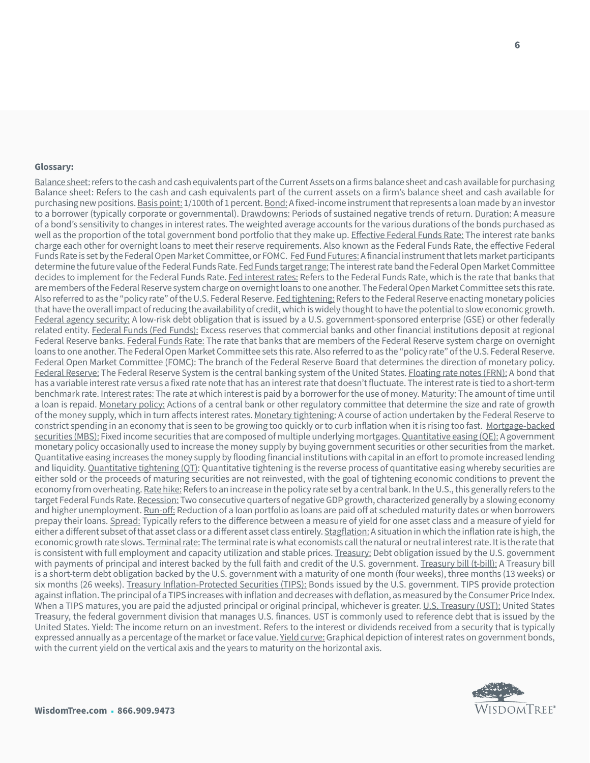**Glossary:**

Balance sheet: refers to the cash and cash equivalents part of the Current Assets on a firms balance sheet and cash available for purchasing Balance sheet: Refers to the cash and cash equivalents part of the current assets on a firm's balance sheet and cash available for purchasing new positions. Basis point: 1/100th of 1 percent. Bond: A fixed-income instrument that represents a loan made by an investor to a borrower (typically corporate or governmental). Drawdowns: Periods of sustained negative trends of return. Duration: A measure of a bond's sensitivity to changes in interest rates. The weighted average accounts for the various durations of the bonds purchased as well as the proportion of the total government bond portfolio that they make up. Effective Federal Funds Rate: The interest rate banks charge each other for overnight loans to meet their reserve requirements. Also known as the Federal Funds Rate, the effective Federal Funds Rate is set by the Federal Open Market Committee, or FOMC. Fed Fund Futures: A financial instrument that lets market participants determine the future value of the Federal Funds Rate. Fed Funds target range: The interest rate band the Federal Open Market Committee decides to implement for the Federal Funds Rate. Fed interest rates: Refers to the Federal Funds Rate, which is the rate that banks that are members of the Federal Reserve system charge on overnight loans to one another. The Federal Open Market Committee sets this rate. Also referred to as the "policy rate" of the U.S. Federal Reserve. Fed tightening: Refers to the Federal Reserve enacting monetary policies that have the overall impact of reducing the availability of credit, which is widely thought to have the potential to slow economic growth. Federal agency security: A low-risk debt obligation that is issued by a U.S. government-sponsored enterprise (GSE) or other federally related entity. Federal Funds (Fed Funds): Excess reserves that commercial banks and other financial institutions deposit at regional Federal Reserve banks. Federal Funds Rate: The rate that banks that are members of the Federal Reserve system charge on overnight loans to one another. The Federal Open Market Committee sets this rate. Also referred to as the "policy rate" of the U.S. Federal Reserve. Federal Open Market Committee (FOMC): The branch of the Federal Reserve Board that determines the direction of monetary policy. Federal Reserve: The Federal Reserve System is the central banking system of the United States. Floating rate notes (FRN): A bond that has a variable interest rate versus a fixed rate note that has an interest rate that doesn't fluctuate. The interest rate is tied to a short-term benchmark rate. Interest rates: The rate at which interest is paid by a borrower for the use of money. Maturity: The amount of time until a loan is repaid. Monetary policy: Actions of a central bank or other regulatory committee that determine the size and rate of growth of the money supply, which in turn affects interest rates. Monetary tightening: A course of action undertaken by the Federal Reserve to constrict spending in an economy that is seen to be growing too quickly or to curb inflation when it is rising too fast. Mortgage-backed securities (MBS): Fixed income securities that are composed of multiple underlying mortgages. Quantitative easing (QE): A government monetary policy occasionally used to increase the money supply by buying government securities or other securities from the market. Quantitative easing increases the money supply by flooding financial institutions with capital in an effort to promote increased lending and liquidity. Quantitative tightening (QT): Quantitative tightening is the reverse process of quantitative easing whereby securities are either sold or the proceeds of maturing securities are not reinvested, with the goal of tightening economic conditions to prevent the economy from overheating. Rate hike: Refers to an increase in the policy rate set by a central bank. In the U.S., this generally refers to the target Federal Funds Rate. Recession: Two consecutive quarters of negative GDP growth, characterized generally by a slowing economy and higher unemployment. Run-off: Reduction of a loan portfolio as loans are paid off at scheduled maturity dates or when borrowers prepay their loans. Spread: Typically refers to the difference between a measure of yield for one asset class and a measure of yield for either a different subset of that asset class or a different asset class entirely. Stagflation: A situation in which the inflation rate is high, the economic growth rate slows. Terminal rate: The terminal rate is what economists call the natural or neutral interest rate. It is the rate that is consistent with full employment and capacity utilization and stable prices. Treasury: Debt obligation issued by the U.S. government with payments of principal and interest backed by the full faith and credit of the U.S. government. Treasury bill (t-bill): A Treasury bill is a short-term debt obligation backed by the U.S. government with a maturity of one month (four weeks), three months (13 weeks) or six months (26 weeks). Treasury Inflation-Protected Securities (TIPS): Bonds issued by the U.S. government. TIPS provide protection against inflation. The principal of a TIPS increases with inflation and decreases with deflation, as measured by the Consumer Price Index. When a TIPS matures, you are paid the adjusted principal or original principal, whichever is greater. U.S. Treasury (UST): United States Treasury, the federal government division that manages U.S. finances. UST is commonly used to reference debt that is issued by the United States. Yield: The income return on an investment. Refers to the interest or dividends received from a security that is typically expressed annually as a percentage of the market or face value. Yield curve: Graphical depiction of interest rates on government bonds, with the current yield on the vertical axis and the years to maturity on the horizontal axis.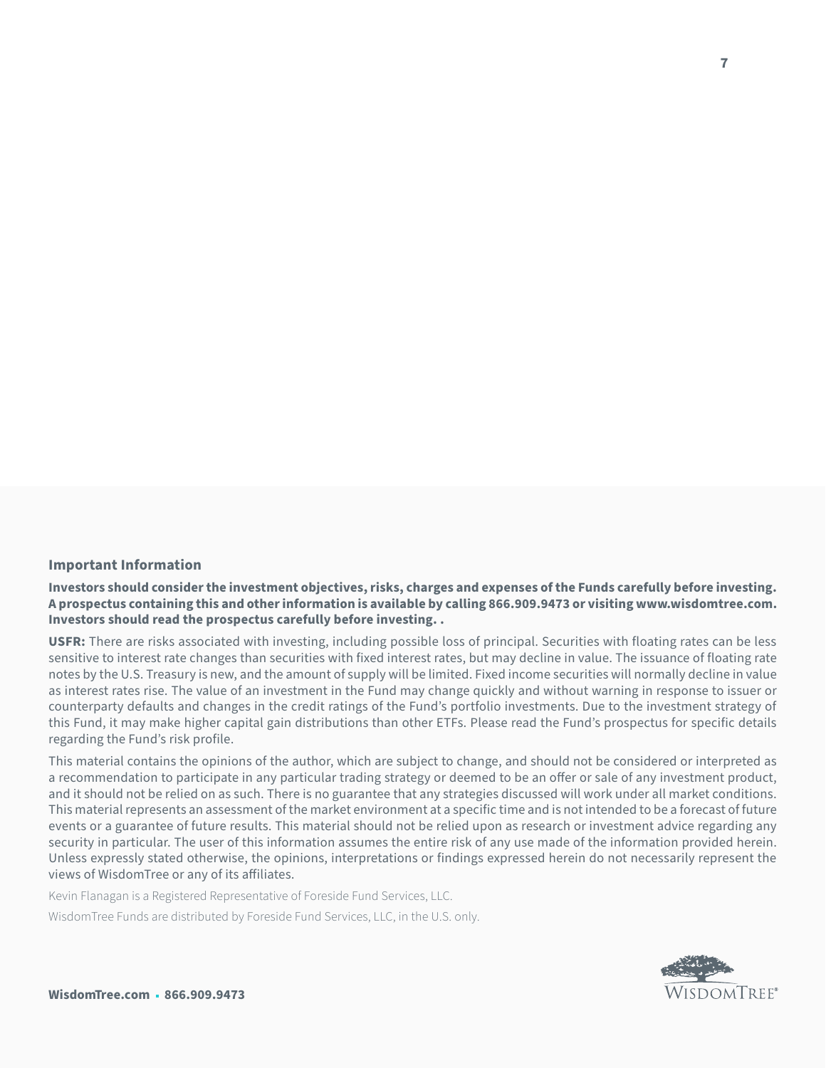## Important Information

**Investors should consider the investment objectives, risks, charges and expenses of the Funds carefully before investing. A prospectus containing this and other information is available by calling 866.909.9473 or visiting www.wisdomtree.com. Investors should read the prospectus carefully before investing. .**

**USFR:** There are risks associated with investing, including possible loss of principal. Securities with floating rates can be less sensitive to interest rate changes than securities with fixed interest rates, but may decline in value. The issuance of floating rate notes by the U.S. Treasury is new, and the amount of supply will be limited. Fixed income securities will normally decline in value as interest rates rise. The value of an investment in the Fund may change quickly and without warning in response to issuer or counterparty defaults and changes in the credit ratings of the Fund's portfolio investments. Due to the investment strategy of this Fund, it may make higher capital gain distributions than other ETFs. Please read the Fund's prospectus for specific details regarding the Fund's risk profile.

This material contains the opinions of the author, which are subject to change, and should not be considered or interpreted as a recommendation to participate in any particular trading strategy or deemed to be an offer or sale of any investment product, and it should not be relied on as such. There is no guarantee that any strategies discussed will work under all market conditions. This material represents an assessment of the market environment at a specific time and is not intended to be a forecast of future events or a guarantee of future results. This material should not be relied upon as research or investment advice regarding any security in particular. The user of this information assumes the entire risk of any use made of the information provided herein. Unless expressly stated otherwise, the opinions, interpretations or findings expressed herein do not necessarily represent the views of WisdomTree or any of its affiliates.

Kevin Flanagan is a Registered Representative of Foreside Fund Services, LLC.

WisdomTree Funds are distributed by Foreside Fund Services, LLC, in the U.S. only.

**WisdomTree.com · 866.909.9473**

WISDOMTREE®